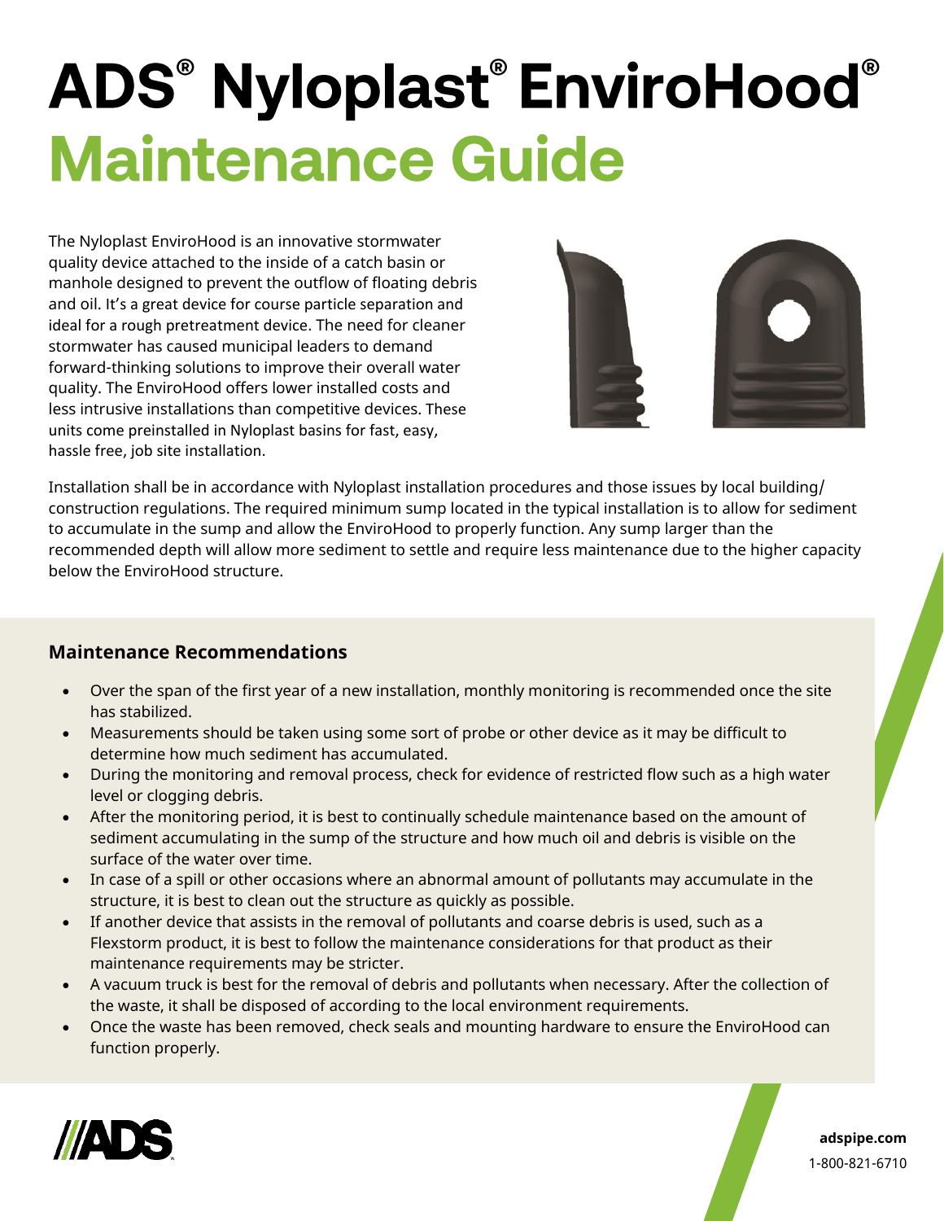# ADS® Nyloplast® EnviroHood®

# Maintenance Guide

The Nyloplast EnviroHood is an innovative stormwater quality device attached to the inside of a catch basin or manhole designed to prevent the outflow of floating debris and oil. It's a great device for course particle separation and ideal for a rough pretreatment device. The need for cleaner stormwater has caused municipal leaders to demand forward-thinking solutions to improve their overall water quality. The EnviroHood offers lower installed costs and less intrusive installations than competitive devices. These units come preinstalled in Nyloplast basins for fast, easy, hassle free, job site installation.

Installation shall be in accordance with Nyloplast installation procedures and those issues by local building/construction regulations. The required minimum sump located in the typical installation is to allow for sediment to accumulate in the sump and allow the EnviroHood to properly function. Any sump larger than the recommended depth will allow more sediment to settle and require less maintenance due to the higher capacity below the EnviroHood structure.

### Maintenance Recommendations

- Over the span of the first year of a new installation, monthly monitoring is recommended once the site has stabilized.
- Measurements should be taken using some sort of probe or other device as it may be difficult to determine how much sediment has accumulated.
- During the monitoring and removal process, check for evidence of restricted flow such as a high water level or clogging debris.
- After the monitoring period, it is best to continually schedule maintenance based on the amount of sediment accumulating in the sump of the structure and how much oil and debris is visible on the surface of the water over time.
- In case of a spill or other occasions where an abnormal amount of pollutants may accumulate in the structure, it is best to clean out the structure as quickly as possible.
- If another device that assists in the removal of pollutants and coarse debris is used, such as a Flexstorm product, it is best to follow the maintenance considerations for that product as their maintenance requirements may be stricter.
- A vacuum truck is best for the removal of debris and pollutants when necessary. After the collection of the waste, it shall be disposed of according to the local environment requirements.
- Once the waste has been removed, check seals and mounting hardware to ensure the EnviroHood can function properly.

**adspipe.com**
1-800-821-6710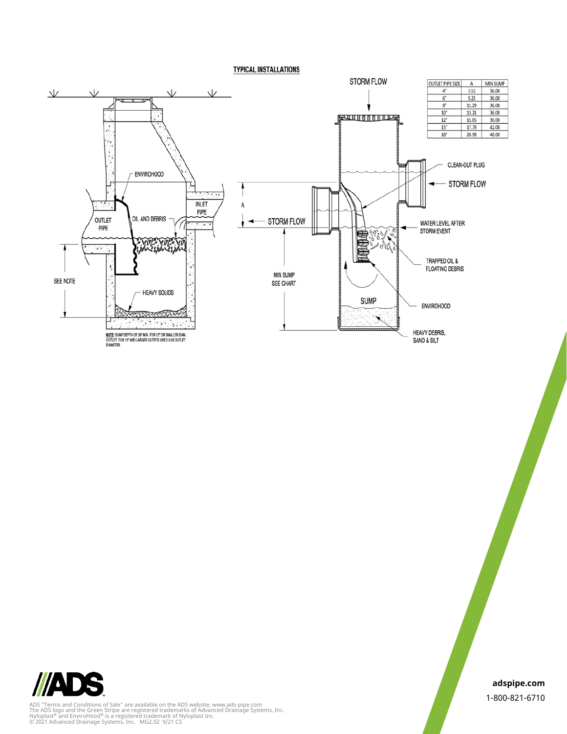## TYPICAL INSTALLATIONS

ENVIROHOOD

OUTLET PIPE

INLET PIPE

OIL AND DEBRIS

SEE NOTE

HEAVY SOLIDS

NOTE: SUMP DEPTH OF 36" MIN. FOR 12" OR SMALLER DIAM. OUTLET. FOR 15" AND LARGER OUTLETS USE 2.5-3X OUTLET DIAMETER

STORM FLOW

| OUTLET PIPE SIZE | A | MIN SUMP |
|---|---|---|
| 4" | 7.51 | 36.00 |
| 6" | 9.25 | 36.00 |
| 8" | 11.29 | 36.00 |
| 10" | 13.21 | 36.00 |
| 12" | 15.05 | 36.00 |
| 15" | 17.78 | 42.00 |
| 18" | 20.98 | 48.00 |

CLEAN-OUT PLUG

STORM FLOW

A

STORM FLOW

WATER LEVEL AFTER STORM EVENT

TRAPPED OIL & FLOATING DEBRIS

MIN SUMP SEE CHART

SUMP

ENVIROHOOD

HEAVY DEBRIS, SAND & SILT

ADS "Terms and Conditions of Sale" are available on the ADS website, www.ads-pipe.com
The ADS logo and the Green Stripe are registered trademarks of Advanced Drainage Systems, Inc.
Nyloplast® and EnviroHood® is a registered trademark of Nyloplast Inc.
© 2021 Advanced Drainage Systems, Inc. MG2.02 9/21 CS

**adspipe.com**

1-800-821-6710